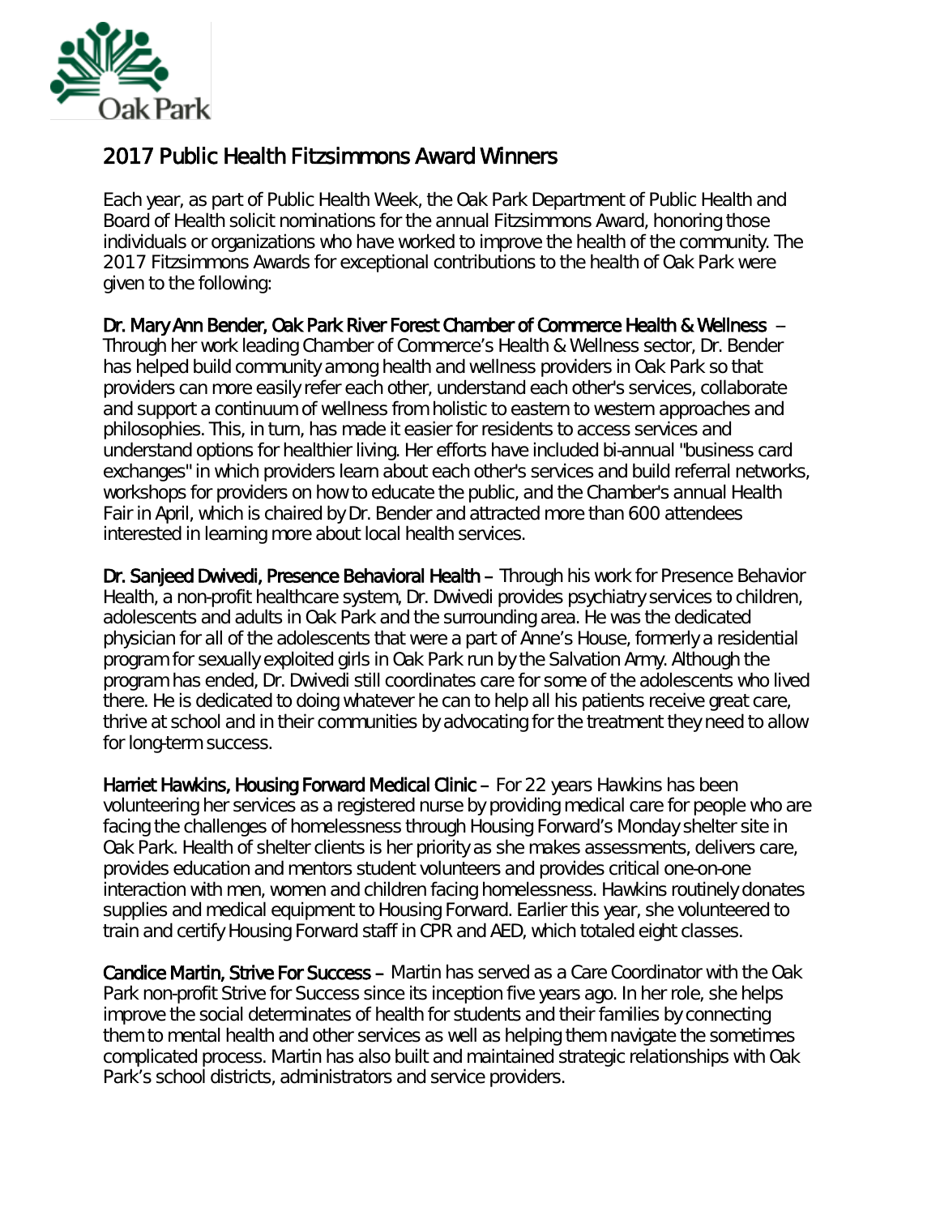Oak Park

## 2017 Public Health Fitzsimmons Award Winners

Each year, as part of Public Health Week, the Oak Park Department of Public Health and Board of Health solicit nominations for the annual Fitzsimmons Award, honoring those individuals or organizations who have worked to improve the health of the community. The 2017 Fitzsimmons Awards for exceptional contributions to the health of Oak Park were given to the following:

**Dr. Mary Ann Bender, Oak Park River Forest Chamber of Commerce Health & Wellness** – Through her work leading Chamber of Commerce's Health & Wellness sector, Dr. Bender has helped build community among health and wellness providers in Oak Park so that providers can more easily refer each other, understand each other's services, collaborate and support a continuum of wellness from holistic to eastern to western approaches and philosophies. This, in turn, has made it easier for residents to access services and understand options for healthier living. Her efforts have included bi-annual "business card exchanges" in which providers learn about each other's services and build referral networks, workshops for providers on how to educate the public, and the Chamber's annual Health Fair in April, which is chaired by Dr. Bender and attracted more than 600 attendees interested in learning more about local health services.

**Dr. Sanjeed Dwivedi, Presence Behavioral Health** – Through his work for Presence Behavior Health, a non-profit healthcare system, Dr. Dwivedi provides psychiatry services to children, adolescents and adults in Oak Park and the surrounding area. He was the dedicated physician for all of the adolescents that were a part of Anne's House, formerly a residential program for sexually exploited girls in Oak Park run by the Salvation Army. Although the program has ended, Dr. Dwivedi still coordinates care for some of the adolescents who lived there. He is dedicated to doing whatever he can to help all his patients receive great care, thrive at school and in their communities by advocating for the treatment they need to allow for long-term success.

**Harriet Hawkins, Housing Forward Medical Clinic** – For 22 years Hawkins has been volunteering her services as a registered nurse by providing medical care for people who are facing the challenges of homelessness through Housing Forward's Monday shelter site in Oak Park. Health of shelter clients is her priority as she makes assessments, delivers care, provides education and mentors student volunteers and provides critical one-on-one interaction with men, women and children facing homelessness. Hawkins routinely donates supplies and medical equipment to Housing Forward. Earlier this year, she volunteered to train and certify Housing Forward staff in CPR and AED, which totaled eight classes.

**Candice Martin, Strive For Success** – Martin has served as a Care Coordinator with the Oak Park non-profit Strive for Success since its inception five years ago. In her role, she helps improve the social determinates of health for students and their families by connecting them to mental health and other services as well as helping them navigate the sometimes complicated process. Martin has also built and maintained strategic relationships with Oak Park's school districts, administrators and service providers.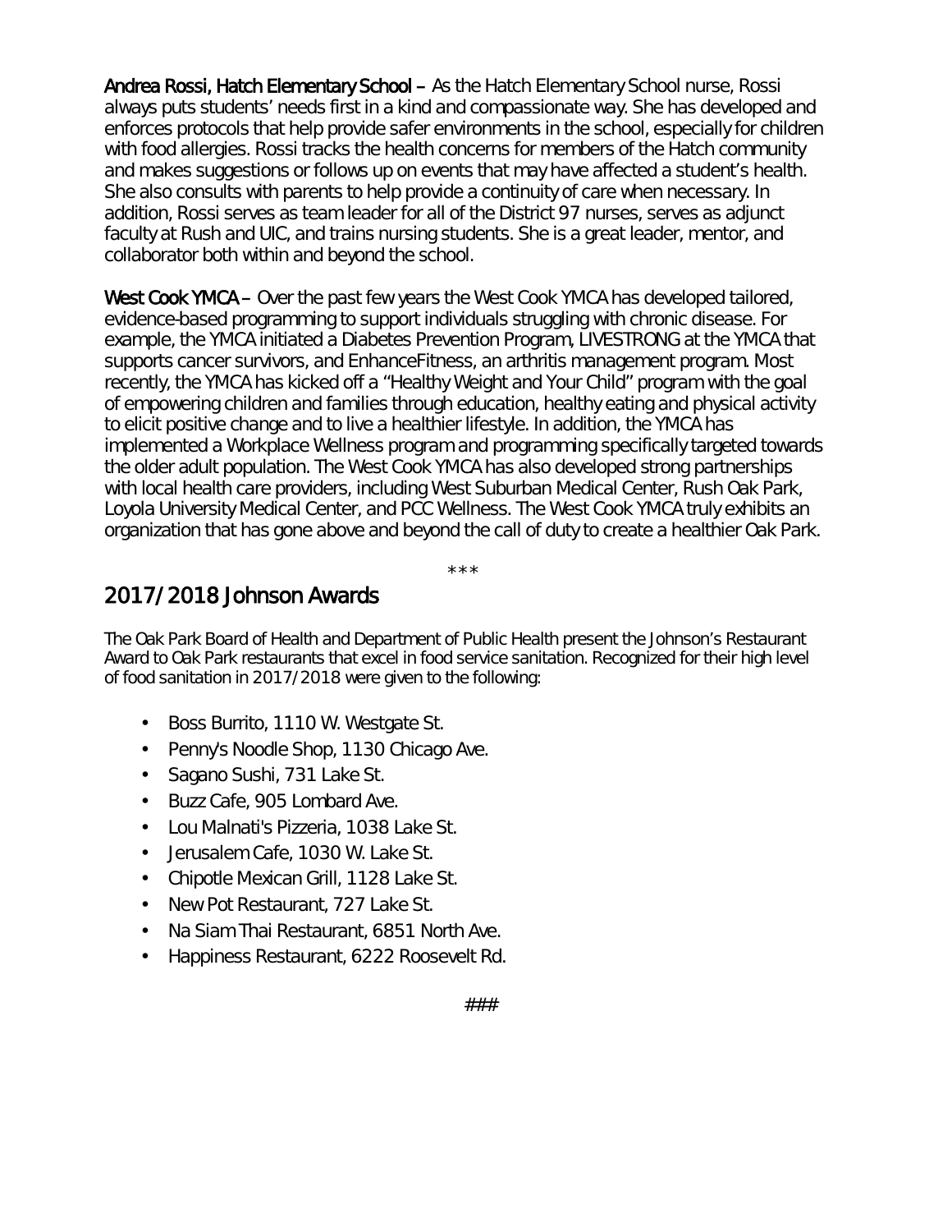**Andrea Rossi, Hatch Elementary School** – As the Hatch Elementary School nurse, Rossi always puts students' needs first in a kind and compassionate way. She has developed and enforces protocols that help provide safer environments in the school, especially for children with food allergies. Rossi tracks the health concerns for members of the Hatch community and makes suggestions or follows up on events that may have affected a student's health. She also consults with parents to help provide a continuity of care when necessary. In addition, Rossi serves as team leader for all of the District 97 nurses, serves as adjunct faculty at Rush and UIC, and trains nursing students. She is a great leader, mentor, and collaborator both within and beyond the school.

**West Cook YMCA** – Over the past few years the West Cook YMCA has developed tailored, evidence-based programming to support individuals struggling with chronic disease. For example, the YMCA initiated a Diabetes Prevention Program, LIVESTRONG at the YMCA that supports cancer survivors, and EnhanceFitness, an arthritis management program. Most recently, the YMCA has kicked off a "Healthy Weight and Your Child" program with the goal of empowering children and families through education, healthy eating and physical activity to elicit positive change and to live a healthier lifestyle. In addition, the YMCA has implemented a Workplace Wellness program and programming specifically targeted towards the older adult population. The West Cook YMCA has also developed strong partnerships with local health care providers, including West Suburban Medical Center, Rush Oak Park, Loyola University Medical Center, and PCC Wellness. The West Cook YMCA truly exhibits an organization that has gone above and beyond the call of duty to create a healthier Oak Park.

***

## 2017/2018 Johnson Awards

The Oak Park Board of Health and Department of Public Health present the Johnson's Restaurant Award to Oak Park restaurants that excel in food service sanitation. Recognized for their high level of food sanitation in 2017/2018 were given to the following:

- Boss Burrito, 1110 W. Westgate St.
- Penny's Noodle Shop, 1130 Chicago Ave.
- Sagano Sushi, 731 Lake St.
- Buzz Cafe, 905 Lombard Ave.
- Lou Malnati's Pizzeria, 1038 Lake St.
- Jerusalem Cafe, 1030 W. Lake St.
- Chipotle Mexican Grill, 1128 Lake St.
- New Pot Restaurant, 727 Lake St.
- Na Siam Thai Restaurant, 6851 North Ave.
- Happiness Restaurant, 6222 Roosevelt Rd.

###